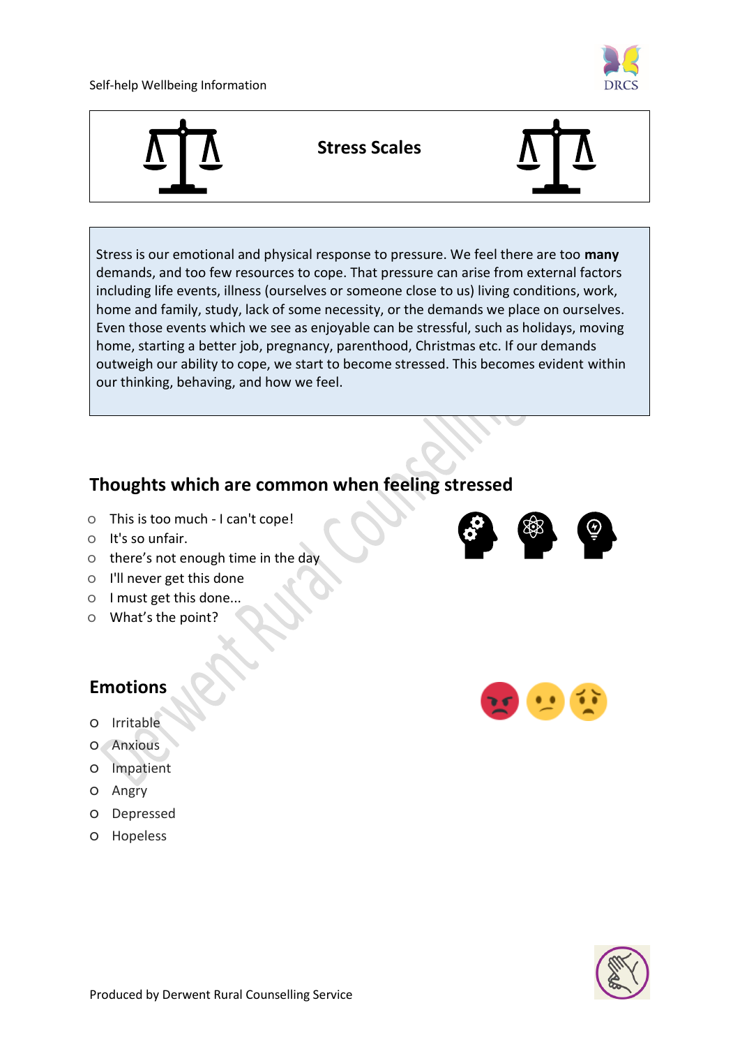# Stress Scales

Stress is our emotional and physical response to pressure. We feel there are too **many** demands, and too few resources to cope. That pressure can arise from external factors including life events, illness (ourselves or someone close to us) living conditions, work, home and family, study, lack of some necessity, or the demands we place on ourselves. Even those events which we see as enjoyable can be stressful, such as holidays, moving home, starting a better job, pregnancy, parenthood, Christmas etc. If our demands outweigh our ability to cope, we start to become stressed. This becomes evident within our thinking, behaving, and how we feel.

## Thoughts which are common when feeling stressed

- This is too much - I can't cope!
- It's so unfair.
- there's not enough time in the day
- I'll never get this done
- I must get this done...
- What's the point?

## Emotions

- Irritable
- Anxious
- Impatient
- Angry
- Depressed
- Hopeless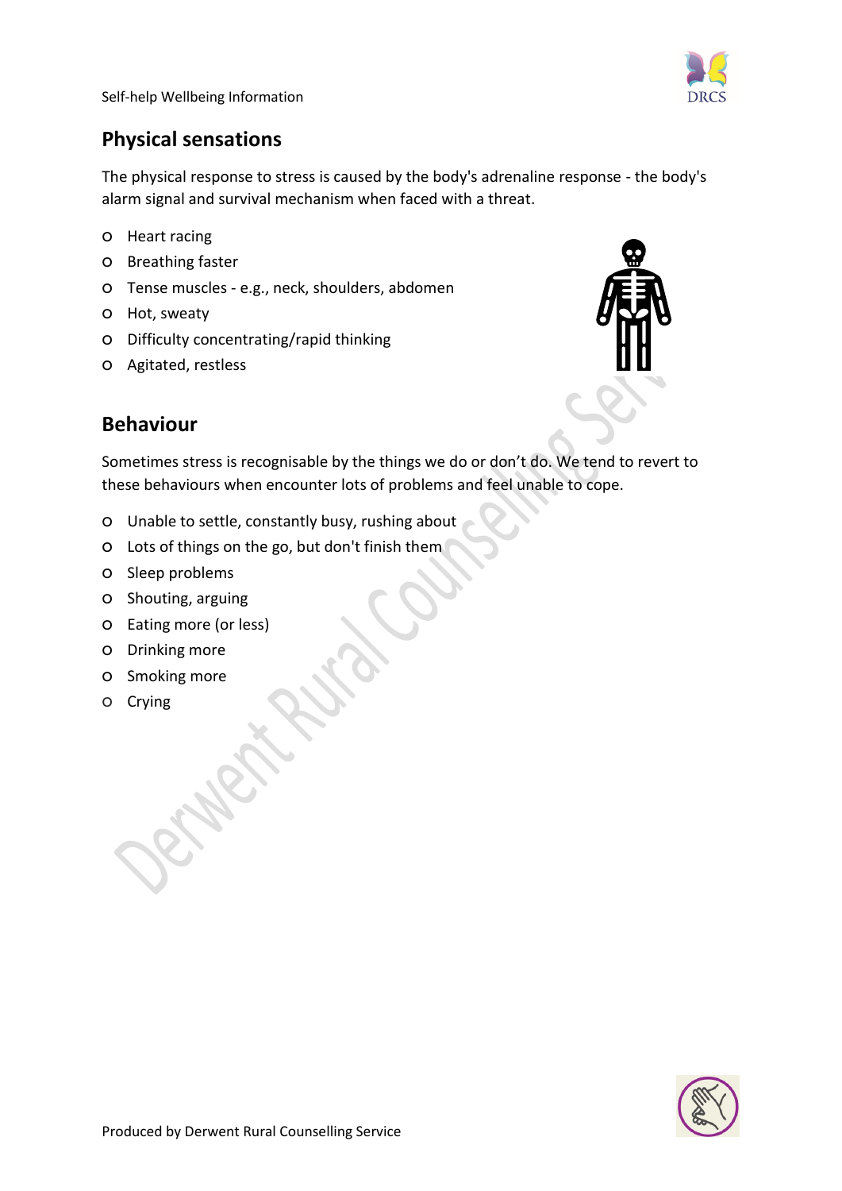## Physical sensations

The physical response to stress is caused by the body's adrenaline response - the body's alarm signal and survival mechanism when faced with a threat.

- Heart racing
- Breathing faster
- Tense muscles - e.g., neck, shoulders, abdomen
- Hot, sweaty
- Difficulty concentrating/rapid thinking
- Agitated, restless

## Behaviour

Sometimes stress is recognisable by the things we do or don't do. We tend to revert to these behaviours when encounter lots of problems and feel unable to cope.

- Unable to settle, constantly busy, rushing about
- Lots of things on the go, but don't finish them
- Sleep problems
- Shouting, arguing
- Eating more (or less)
- Drinking more
- Smoking more
- Crying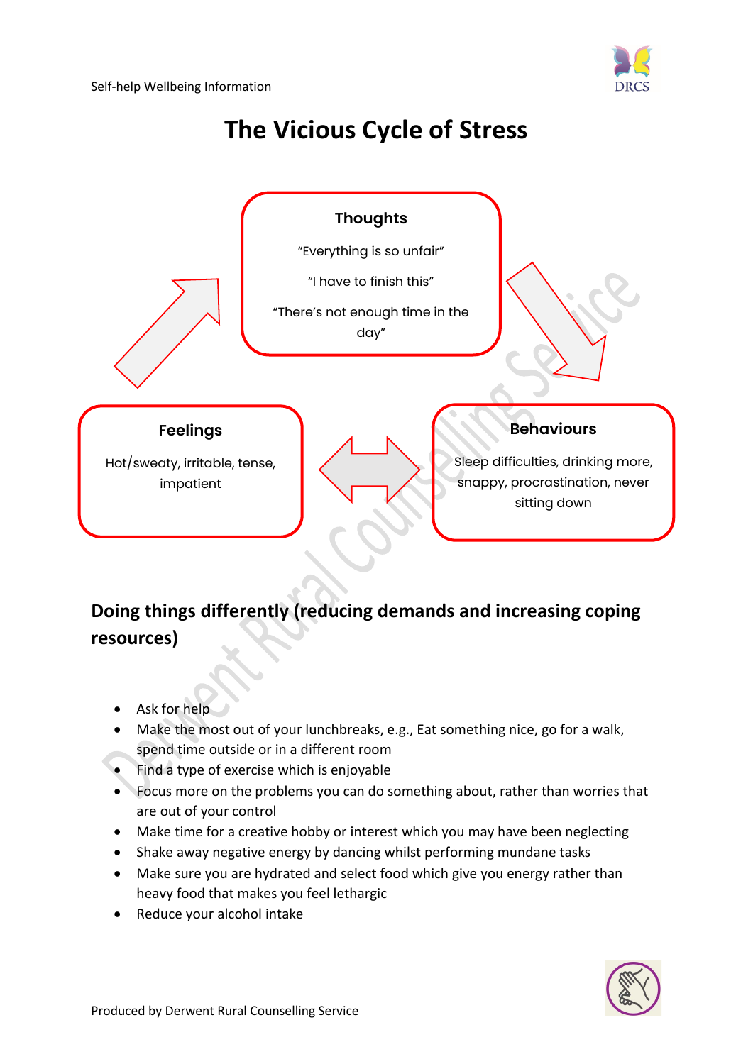# The Vicious Cycle of Stress

**Thoughts**

"Everything is so unfair"

"I have to finish this"

"There's not enough time in the day"

**Behaviours**

Sleep difficulties, drinking more, snappy, procrastination, never sitting down

**Feelings**

Hot/sweaty, irritable, tense, impatient

## Doing things differently (reducing demands and increasing coping resources)

- Ask for help
- Make the most out of your lunchbreaks, e.g., Eat something nice, go for a walk, spend time outside or in a different room
- Find a type of exercise which is enjoyable
- Focus more on the problems you can do something about, rather than worries that are out of your control
- Make time for a creative hobby or interest which you may have been neglecting
- Shake away negative energy by dancing whilst performing mundane tasks
- Make sure you are hydrated and select food which give you energy rather than heavy food that makes you feel lethargic
- Reduce your alcohol intake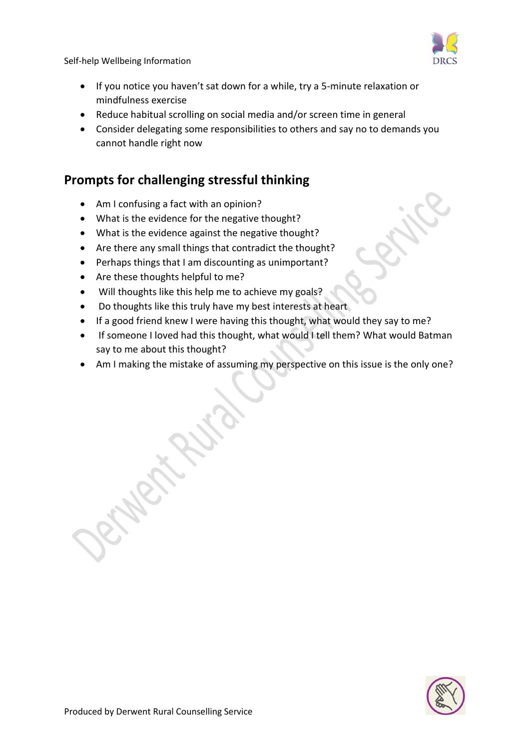- If you notice you haven't sat down for a while, try a 5-minute relaxation or mindfulness exercise
- Reduce habitual scrolling on social media and/or screen time in general
- Consider delegating some responsibilities to others and say no to demands you cannot handle right now

## Prompts for challenging stressful thinking

- Am I confusing a fact with an opinion?
- What is the evidence for the negative thought?
- What is the evidence against the negative thought?
- Are there any small things that contradict the thought?
- Perhaps things that I am discounting as unimportant?
- Are these thoughts helpful to me?
- Will thoughts like this help me to achieve my goals?
- Do thoughts like this truly have my best interests at heart
- If a good friend knew I were having this thought, what would they say to me?
- If someone I loved had this thought, what would I tell them? What would Batman say to me about this thought?
- Am I making the mistake of assuming my perspective on this issue is the only one?